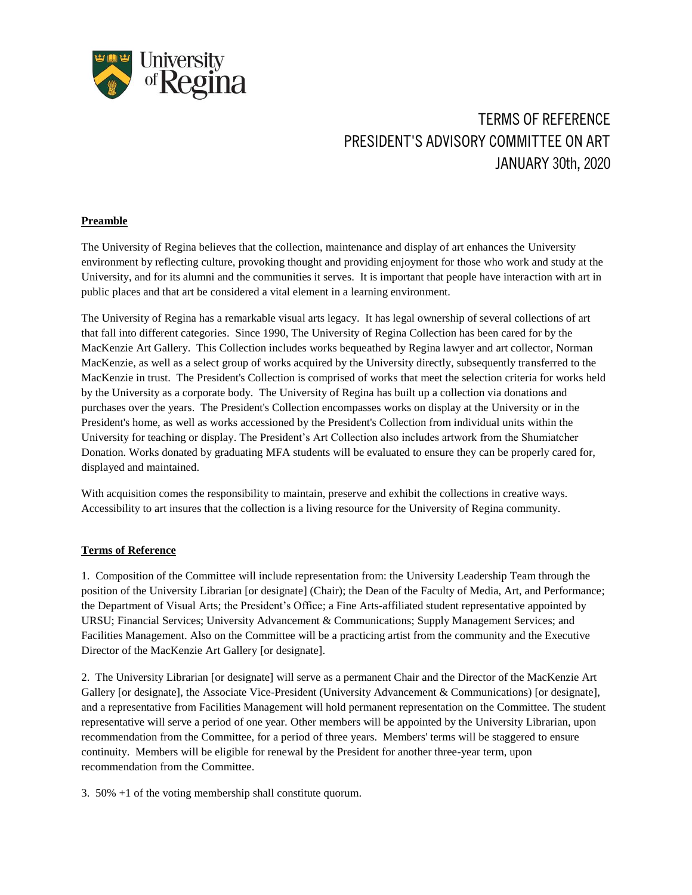# TERMS OF REFERENCE
# PRESIDENT'S ADVISORY COMMITTEE ON ART
# JANUARY 30th, 2020

## Preamble

The University of Regina believes that the collection, maintenance and display of art enhances the University environment by reflecting culture, provoking thought and providing enjoyment for those who work and study at the University, and for its alumni and the communities it serves. It is important that people have interaction with art in public places and that art be considered a vital element in a learning environment.

The University of Regina has a remarkable visual arts legacy. It has legal ownership of several collections of art that fall into different categories. Since 1990, The University of Regina Collection has been cared for by the MacKenzie Art Gallery. This Collection includes works bequeathed by Regina lawyer and art collector, Norman MacKenzie, as well as a select group of works acquired by the University directly, subsequently transferred to the MacKenzie in trust. The President's Collection is comprised of works that meet the selection criteria for works held by the University as a corporate body. The University of Regina has built up a collection via donations and purchases over the years. The President's Collection encompasses works on display at the University or in the President's home, as well as works accessioned by the President's Collection from individual units within the University for teaching or display. The President's Art Collection also includes artwork from the Shumiatcher Donation. Works donated by graduating MFA students will be evaluated to ensure they can be properly cared for, displayed and maintained.

With acquisition comes the responsibility to maintain, preserve and exhibit the collections in creative ways. Accessibility to art insures that the collection is a living resource for the University of Regina community.

## Terms of Reference

1. Composition of the Committee will include representation from: the University Leadership Team through the position of the University Librarian [or designate] (Chair); the Dean of the Faculty of Media, Art, and Performance; the Department of Visual Arts; the President's Office; a Fine Arts-affiliated student representative appointed by URSU; Financial Services; University Advancement & Communications; Supply Management Services; and Facilities Management. Also on the Committee will be a practicing artist from the community and the Executive Director of the MacKenzie Art Gallery [or designate].

2. The University Librarian [or designate] will serve as a permanent Chair and the Director of the MacKenzie Art Gallery [or designate], the Associate Vice-President (University Advancement & Communications) [or designate], and a representative from Facilities Management will hold permanent representation on the Committee. The student representative will serve a period of one year. Other members will be appointed by the University Librarian, upon recommendation from the Committee, for a period of three years. Members' terms will be staggered to ensure continuity. Members will be eligible for renewal by the President for another three-year term, upon recommendation from the Committee.

3. 50% +1 of the voting membership shall constitute quorum.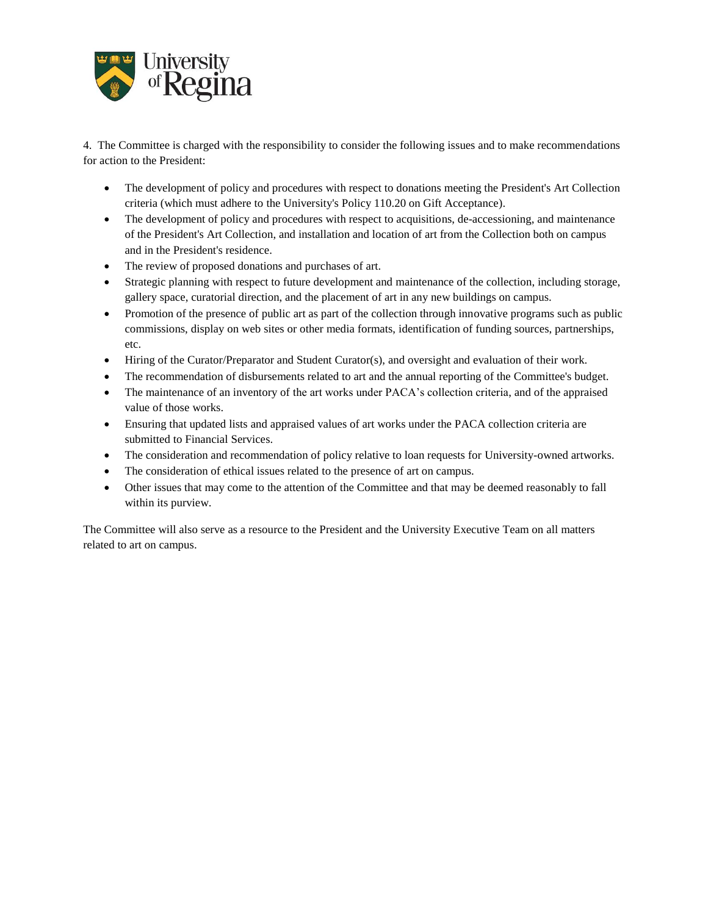4. The Committee is charged with the responsibility to consider the following issues and to make recommendations for action to the President:

- The development of policy and procedures with respect to donations meeting the President's Art Collection criteria (which must adhere to the University's Policy 110.20 on Gift Acceptance).
- The development of policy and procedures with respect to acquisitions, de-accessioning, and maintenance of the President's Art Collection, and installation and location of art from the Collection both on campus and in the President's residence.
- The review of proposed donations and purchases of art.
- Strategic planning with respect to future development and maintenance of the collection, including storage, gallery space, curatorial direction, and the placement of art in any new buildings on campus.
- Promotion of the presence of public art as part of the collection through innovative programs such as public commissions, display on web sites or other media formats, identification of funding sources, partnerships, etc.
- Hiring of the Curator/Preparator and Student Curator(s), and oversight and evaluation of their work.
- The recommendation of disbursements related to art and the annual reporting of the Committee's budget.
- The maintenance of an inventory of the art works under PACA's collection criteria, and of the appraised value of those works.
- Ensuring that updated lists and appraised values of art works under the PACA collection criteria are submitted to Financial Services.
- The consideration and recommendation of policy relative to loan requests for University-owned artworks.
- The consideration of ethical issues related to the presence of art on campus.
- Other issues that may come to the attention of the Committee and that may be deemed reasonably to fall within its purview.

The Committee will also serve as a resource to the President and the University Executive Team on all matters related to art on campus.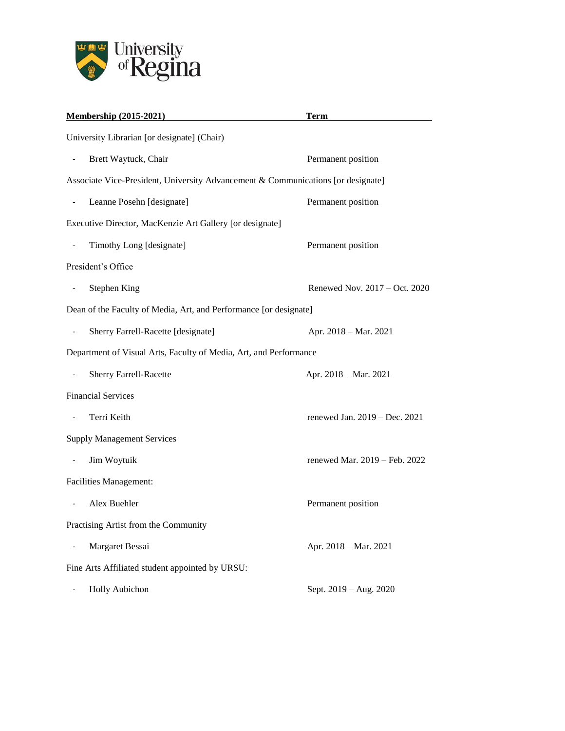| Membership (2015-2021) | Term |
| --- | --- |
| University Librarian [or designate] (Chair) | |
| - Brett Waytuck, Chair | Permanent position |
| Associate Vice-President, University Advancement & Communications [or designate] | |
| - Leanne Posehn [designate] | Permanent position |
| Executive Director, MacKenzie Art Gallery [or designate] | |
| - Timothy Long [designate] | Permanent position |
| President's Office | |
| - Stephen King | Renewed Nov. 2017 – Oct. 2020 |
| Dean of the Faculty of Media, Art, and Performance [or designate] | |
| - Sherry Farrell-Racette [designate] | Apr. 2018 – Mar. 2021 |
| Department of Visual Arts, Faculty of Media, Art, and Performance | |
| - Sherry Farrell-Racette | Apr. 2018 – Mar. 2021 |
| Financial Services | |
| - Terri Keith | renewed Jan. 2019 – Dec. 2021 |
| Supply Management Services | |
| - Jim Woytuik | renewed Mar. 2019 – Feb. 2022 |
| Facilities Management: | |
| - Alex Buehler | Permanent position |
| Practising Artist from the Community | |
| - Margaret Bessai | Apr. 2018 – Mar. 2021 |
| Fine Arts Affiliated student appointed by URSU: | |
| - Holly Aubichon | Sept. 2019 – Aug. 2020 |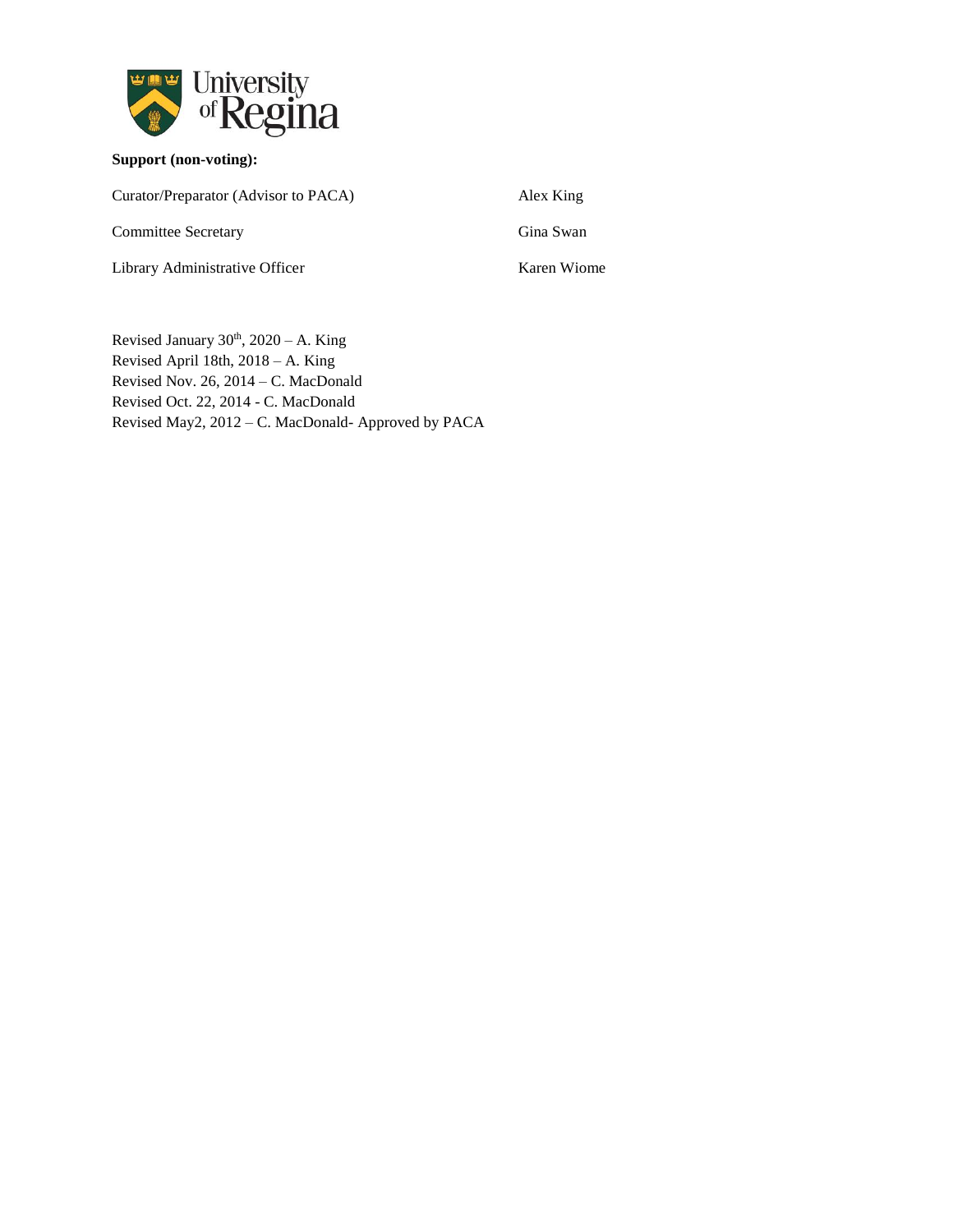**Support (non-voting):**

| | |
|---|---|
| Curator/Preparator (Advisor to PACA) | Alex King |
| Committee Secretary | Gina Swan |
| Library Administrative Officer | Karen Wiome |

Revised January 30th, 2020 – A. King
Revised April 18th, 2018 – A. King
Revised Nov. 26, 2014 – C. MacDonald
Revised Oct. 22, 2014 - C. MacDonald
Revised May2, 2012 – C. MacDonald- Approved by PACA